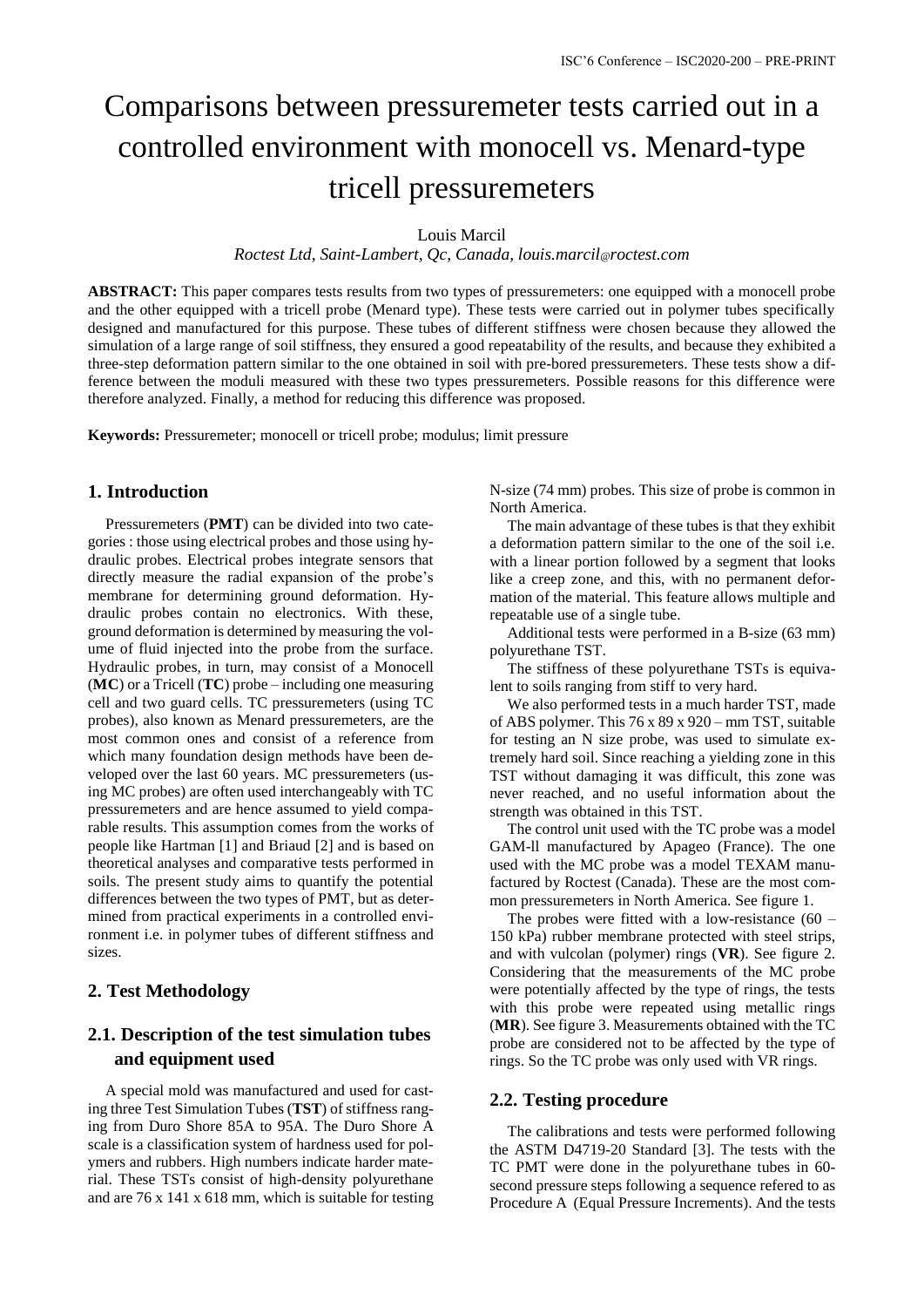# Comparisons between pressuremeter tests carried out in a controlled environment with monocell vs. Menard-type tricell pressuremeters

Louis Marcil

*Roctest Ltd, Saint-Lambert, Qc, Canada, louis.marcil@roctest.com*

**ABSTRACT:** This paper compares tests results from two types of pressuremeters: one equipped with a monocell probe and the other equipped with a tricell probe (Menard type). These tests were carried out in polymer tubes specifically designed and manufactured for this purpose. These tubes of different stiffness were chosen because they allowed the simulation of a large range of soil stiffness, they ensured a good repeatability of the results, and because they exhibited a three-step deformation pattern similar to the one obtained in soil with pre-bored pressuremeters. These tests show a difference between the moduli measured with these two types pressuremeters. Possible reasons for this difference were therefore analyzed. Finally, a method for reducing this difference was proposed.

**Keywords:** Pressuremeter; monocell or tricell probe; modulus; limit pressure

## 1. Introduction

Pressuremeters (**PMT**) can be divided into two categories : those using electrical probes and those using hydraulic probes. Electrical probes integrate sensors that directly measure the radial expansion of the probe's membrane for determining ground deformation. Hydraulic probes contain no electronics. With these, ground deformation is determined by measuring the volume of fluid injected into the probe from the surface. Hydraulic probes, in turn, may consist of a Monocell (**MC**) or a Tricell (**TC**) probe – including one measuring cell and two guard cells. TC pressuremeters (using TC probes), also known as Menard pressuremeters, are the most common ones and consist of a reference from which many foundation design methods have been developed over the last 60 years. MC pressuremeters (using MC probes) are often used interchangeably with TC pressuremeters and are hence assumed to yield comparable results. This assumption comes from the works of people like Hartman [1] and Briaud [2] and is based on theoretical analyses and comparative tests performed in soils. The present study aims to quantify the potential differences between the two types of PMT, but as determined from practical experiments in a controlled environment i.e. in polymer tubes of different stiffness and sizes.

## 2. Test Methodology

## 2.1. Description of the test simulation tubes and equipment used

A special mold was manufactured and used for casting three Test Simulation Tubes (**TST**) of stiffness ranging from Duro Shore 85A to 95A. The Duro Shore A scale is a classification system of hardness used for polymers and rubbers. High numbers indicate harder material. These TSTs consist of high-density polyurethane and are 76 x 141 x 618 mm, which is suitable for testing N-size (74 mm) probes. This size of probe is common in North America.

The main advantage of these tubes is that they exhibit a deformation pattern similar to the one of the soil i.e. with a linear portion followed by a segment that looks like a creep zone, and this, with no permanent deformation of the material. This feature allows multiple and repeatable use of a single tube.

Additional tests were performed in a B-size (63 mm) polyurethane TST.

The stiffness of these polyurethane TSTs is equivalent to soils ranging from stiff to very hard.

We also performed tests in a much harder TST, made of ABS polymer. This 76 x 89 x 920 – mm TST, suitable for testing an N size probe, was used to simulate extremely hard soil. Since reaching a yielding zone in this TST without damaging it was difficult, this zone was never reached, and no useful information about the strength was obtained in this TST.

The control unit used with the TC probe was a model GAM-ll manufactured by Apageo (France). The one used with the MC probe was a model TEXAM manufactured by Roctest (Canada). These are the most common pressuremeters in North America. See figure 1.

The probes were fitted with a low-resistance (60 – 150 kPa) rubber membrane protected with steel strips, and with vulcolan (polymer) rings (**VR**). See figure 2. Considering that the measurements of the MC probe were potentially affected by the type of rings, the tests with this probe were repeated using metallic rings (**MR**). See figure 3. Measurements obtained with the TC probe are considered not to be affected by the type of rings. So the TC probe was only used with VR rings.

## 2.2. Testing procedure

The calibrations and tests were performed following the ASTM D4719-20 Standard [3]. The tests with the TC PMT were done in the polyurethane tubes in 60-second pressure steps following a sequence refered to as Procedure A (Equal Pressure Increments). And the tests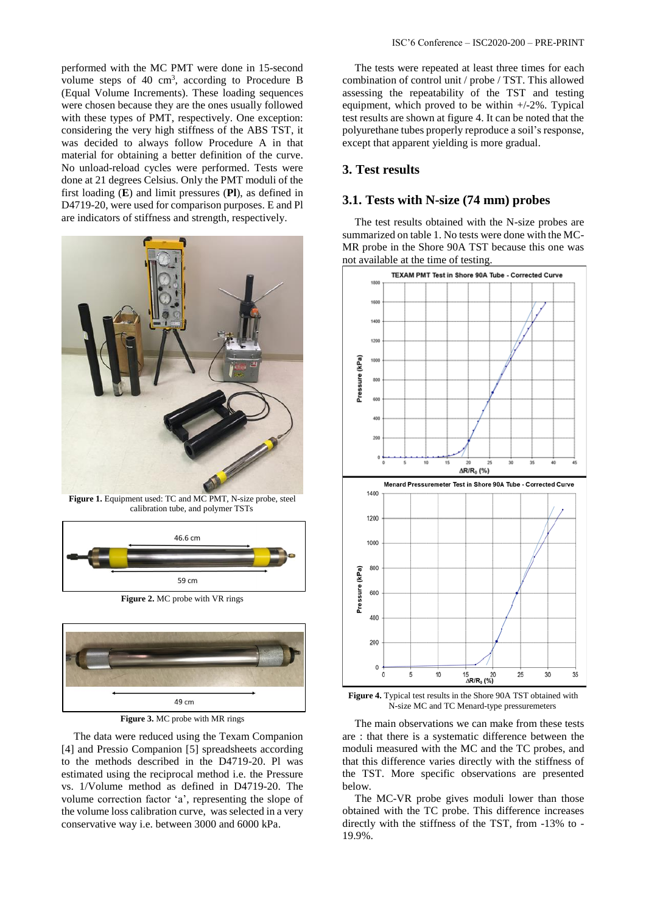performed with the MC PMT were done in 15-second volume steps of 40 cm$^3$, according to Procedure B (Equal Volume Increments). These loading sequences were chosen because they are the ones usually followed with these types of PMT, respectively. One exception: considering the very high stiffness of the ABS TST, it was decided to always follow Procedure A in that material for obtaining a better definition of the curve. No unload-reload cycles were performed. Tests were done at 21 degrees Celsius. Only the PMT moduli of the first loading (**E**) and limit pressures (**Pl**), as defined in D4719-20, were used for comparison purposes. E and Pl are indicators of stiffness and strength, respectively.

**Figure 1.** Equipment used: TC and MC PMT, N-size probe, steel calibration tube, and polymer TSTs

**Figure 2.** MC probe with VR rings

**Figure 3.** MC probe with MR rings

The data were reduced using the Texam Companion [4] and Pressio Companion [5] spreadsheets according to the methods described in the D4719-20. Pl was estimated using the reciprocal method i.e. the Pressure vs. 1/Volume method as defined in D4719-20. The volume correction factor 'a', representing the slope of the volume loss calibration curve, was selected in a very conservative way i.e. between 3000 and 6000 kPa.

The tests were repeated at least three times for each combination of control unit / probe / TST. This allowed assessing the repeatability of the TST and testing equipment, which proved to be within +/-2%. Typical test results are shown at figure 4. It can be noted that the polyurethane tubes properly reproduce a soil's response, except that apparent yielding is more gradual.

## 3. Test results

### 3.1. Tests with N-size (74 mm) probes

The test results obtained with the N-size probes are summarized on table 1. No tests were done with the MC-MR probe in the Shore 90A TST because this one was not available at the time of testing.

**Figure 4.** Typical test results in the Shore 90A TST obtained with N-size MC and TC Menard-type pressuremeters

The main observations we can make from these tests are : that there is a systematic difference between the moduli measured with the MC and the TC probes, and that this difference varies directly with the stiffness of the TST. More specific observations are presented below.

The MC-VR probe gives moduli lower than those obtained with the TC probe. This difference increases directly with the stiffness of the TST, from -13% to -19.9%.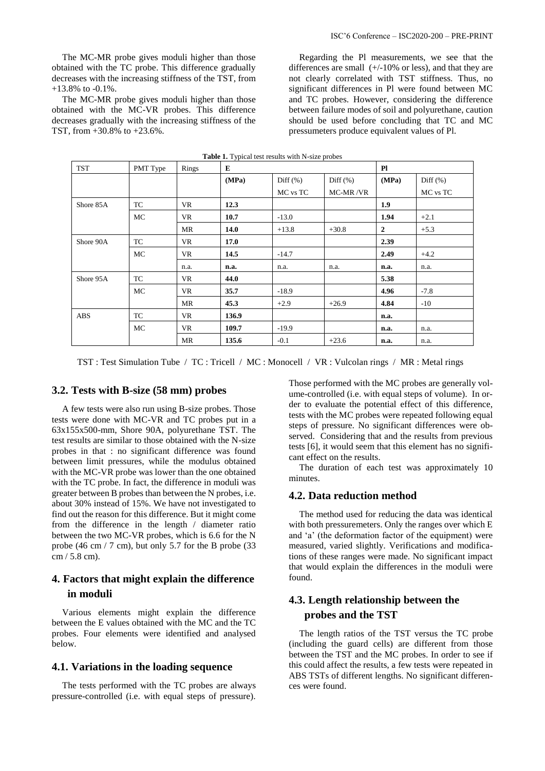The MC-MR probe gives moduli higher than those obtained with the TC probe. This difference gradually decreases with the increasing stiffness of the TST, from +13.8% to -0.1%.

The MC-MR probe gives moduli higher than those obtained with the MC-VR probes. This difference decreases gradually with the increasing stiffness of the TST, from +30.8% to +23.6%.

Regarding the Pl measurements, we see that the differences are small (+/-10% or less), and that they are not clearly correlated with TST stiffness. Thus, no significant differences in Pl were found between MC and TC probes. However, considering the difference between failure modes of soil and polyurethane, caution should be used before concluding that TC and MC pressumeters produce equivalent values of Pl.

**Table 1.** Typical test results with N-size probes

| TST | PMT Type | Rings | E | | | Pl | |
|---|---|---|---|---|---|---|---|
| | | | **(MPa)** | Diff (%) MC vs TC | Diff (%) MC-MR /VR | **(MPa)** | Diff (%) MC vs TC |
| Shore 85A | TC | VR | **12.3** | | | **1.9** | |
| | MC | VR | **10.7** | -13.0 | | **1.94** | +2.1 |
| | | MR | **14.0** | +13.8 | +30.8 | **2** | +5.3 |
| Shore 90A | TC | VR | **17.0** | | | **2.39** | |
| | MC | VR | **14.5** | -14.7 | | **2.49** | +4.2 |
| | | n.a. | **n.a.** | n.a. | n.a. | **n.a.** | n.a. |
| Shore 95A | TC | VR | **44.0** | | | **5.38** | |
| | MC | VR | **35.7** | -18.9 | | **4.96** | -7.8 |
| | | MR | **45.3** | +2.9 | +26.9 | **4.84** | -10 |
| ABS | TC | VR | **136.9** | | | **n.a.** | |
| | MC | VR | **109.7** | -19.9 | | **n.a.** | n.a. |
| | | MR | **135.6** | -0.1 | +23.6 | **n.a.** | n.a. |

TST : Test Simulation Tube / TC : Tricell / MC : Monocell / VR : Vulcolan rings / MR : Metal rings

## 3.2. Tests with B-size (58 mm) probes

A few tests were also run using B-size probes. Those tests were done with MC-VR and TC probes put in a 63x155x500-mm, Shore 90A, polyurethane TST. The test results are similar to those obtained with the N-size probes in that : no significant difference was found between limit pressures, while the modulus obtained with the MC-VR probe was lower than the one obtained with the TC probe. In fact, the difference in moduli was greater between B probes than between the N probes, i.e. about 30% instead of 15%. We have not investigated to find out the reason for this difference. But it might come from the difference in the length / diameter ratio between the two MC-VR probes, which is 6.6 for the N probe (46 cm / 7 cm), but only 5.7 for the B probe (33 cm / 5.8 cm).

## 4. Factors that might explain the difference in moduli

Various elements might explain the difference between the E values obtained with the MC and the TC probes. Four elements were identified and analysed below.

### 4.1. Variations in the loading sequence

The tests performed with the TC probes are always pressure-controlled (i.e. with equal steps of pressure). Those performed with the MC probes are generally volume-controlled (i.e. with equal steps of volume). In order to evaluate the potential effect of this difference, tests with the MC probes were repeated following equal steps of pressure. No significant differences were observed. Considering that and the results from previous tests [6], it would seem that this element has no significant effect on the results.

The duration of each test was approximately 10 minutes.

### 4.2. Data reduction method

The method used for reducing the data was identical with both pressuremeters. Only the ranges over which E and 'a' (the deformation factor of the equipment) were measured, varied slightly. Verifications and modifications of these ranges were made. No significant impact that would explain the differences in the moduli were found.

### 4.3. Length relationship between the probes and the TST

The length ratios of the TST versus the TC probe (including the guard cells) are different from those between the TST and the MC probes. In order to see if this could affect the results, a few tests were repeated in ABS TSTs of different lengths. No significant differences were found.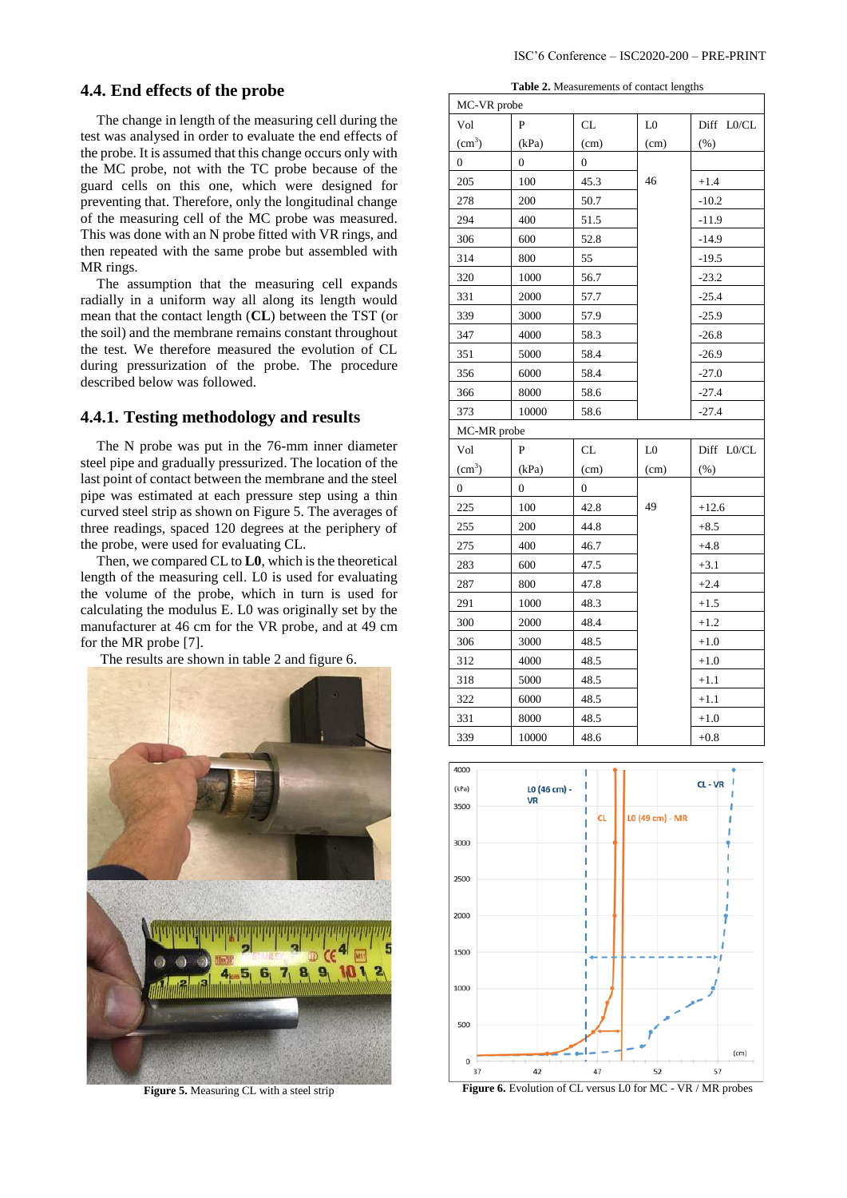## 4.4. End effects of the probe

The change in length of the measuring cell during the test was analysed in order to evaluate the end effects of the probe. It is assumed that this change occurs only with the MC probe, not with the TC probe because of the guard cells on this one, which were designed for preventing that. Therefore, only the longitudinal change of the measuring cell of the MC probe was measured. This was done with an N probe fitted with VR rings, and then repeated with the same probe but assembled with MR rings.

The assumption that the measuring cell expands radially in a uniform way all along its length would mean that the contact length (**CL**) between the TST (or the soil) and the membrane remains constant throughout the test. We therefore measured the evolution of CL during pressurization of the probe. The procedure described below was followed.

### 4.4.1. Testing methodology and results

The N probe was put in the 76-mm inner diameter steel pipe and gradually pressurized. The location of the last point of contact between the membrane and the steel pipe was estimated at each pressure step using a thin curved steel strip as shown on Figure 5. The averages of three readings, spaced 120 degrees at the periphery of the probe, were used for evaluating CL.

Then, we compared CL to **L0**, which is the theoretical length of the measuring cell. L0 is used for evaluating the volume of the probe, which in turn is used for calculating the modulus E. L0 was originally set by the manufacturer at 46 cm for the VR probe, and at 49 cm for the MR probe [7].

The results are shown in table 2 and figure 6.

**Figure 5.** Measuring CL with a steel strip

**Table 2.** Measurements of contact lengths

| Vol ($cm^3$) | P (kPa) | CL (cm) | L0 (cm) | Diff L0/CL (%) |
|---|---|---|---|---|
| **MC-VR probe** | | | | |
| 0 | 0 | 0 | 46 | |
| 205 | 100 | 45.3 | | +1.4 |
| 278 | 200 | 50.7 | | -10.2 |
| 294 | 400 | 51.5 | | -11.9 |
| 306 | 600 | 52.8 | | -14.9 |
| 314 | 800 | 55 | | -19.5 |
| 320 | 1000 | 56.7 | | -23.2 |
| 331 | 2000 | 57.7 | | -25.4 |
| 339 | 3000 | 57.9 | | -25.9 |
| 347 | 4000 | 58.3 | | -26.8 |
| 351 | 5000 | 58.4 | | -26.9 |
| 356 | 6000 | 58.4 | | -27.0 |
| 366 | 8000 | 58.6 | | -27.4 |
| 373 | 10000 | 58.6 | | -27.4 |
| **MC-MR probe** | | | | |
| 0 | 0 | 0 | 49 | |
| 225 | 100 | 42.8 | | +12.6 |
| 255 | 200 | 44.8 | | +8.5 |
| 275 | 400 | 46.7 | | +4.8 |
| 283 | 600 | 47.5 | | +3.1 |
| 287 | 800 | 47.8 | | +2.4 |
| 291 | 1000 | 48.3 | | +1.5 |
| 300 | 2000 | 48.4 | | +1.2 |
| 306 | 3000 | 48.5 | | +1.0 |
| 312 | 4000 | 48.5 | | +1.0 |
| 318 | 5000 | 48.5 | | +1.1 |
| 322 | 6000 | 48.5 | | +1.1 |
| 331 | 8000 | 48.5 | | +1.0 |
| 339 | 10000 | 48.6 | | +0.8 |

**Figure 6.** Evolution of CL versus L0 for MC - VR / MR probes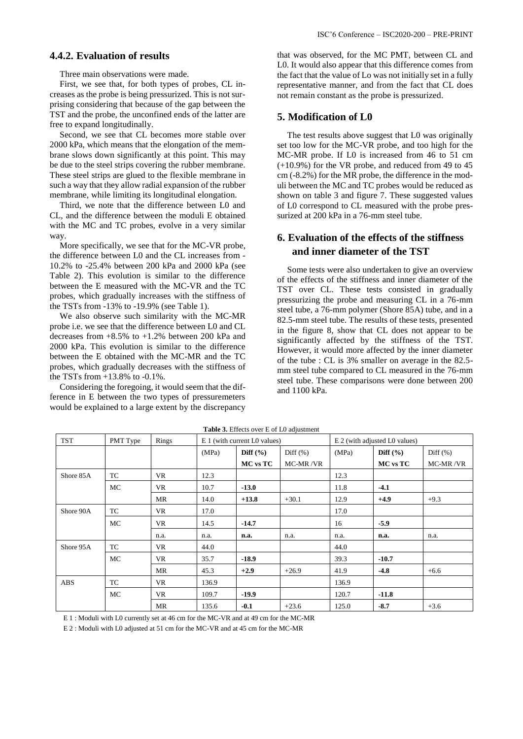### 4.4.2. Evaluation of results

Three main observations were made.

First, we see that, for both types of probes, CL increases as the probe is being pressurized. This is not surprising considering that because of the gap between the TST and the probe, the unconfined ends of the latter are free to expand longitudinally.

Second, we see that CL becomes more stable over 2000 kPa, which means that the elongation of the membrane slows down significantly at this point. This may be due to the steel strips covering the rubber membrane. These steel strips are glued to the flexible membrane in such a way that they allow radial expansion of the rubber membrane, while limiting its longitudinal elongation.

Third, we note that the difference between L0 and CL, and the difference between the moduli E obtained with the MC and TC probes, evolve in a very similar way.

More specifically, we see that for the MC-VR probe, the difference between L0 and the CL increases from -10.2% to -25.4% between 200 kPa and 2000 kPa (see Table 2). This evolution is similar to the difference between the E measured with the MC-VR and the TC probes, which gradually increases with the stiffness of the TSTs from -13% to -19.9% (see Table 1).

We also observe such similarity with the MC-MR probe i.e. we see that the difference between L0 and CL decreases from +8.5% to +1.2% between 200 kPa and 2000 kPa. This evolution is similar to the difference between the E obtained with the MC-MR and the TC probes, which gradually decreases with the stiffness of the TSTs from +13.8% to -0.1%.

Considering the foregoing, it would seem that the difference in E between the two types of pressuremeters would be explained to a large extent by the discrepancy that was observed, for the MC PMT, between CL and L0. It would also appear that this difference comes from the fact that the value of Lo was not initially set in a fully representative manner, and from the fact that CL does not remain constant as the probe is pressurized.

## 5. Modification of L0

The test results above suggest that L0 was originally set too low for the MC-VR probe, and too high for the MC-MR probe. If L0 is increased from 46 to 51 cm (+10.9%) for the VR probe, and reduced from 49 to 45 cm (-8.2%) for the MR probe, the difference in the moduli between the MC and TC probes would be reduced as shown on table 3 and figure 7. These suggested values of L0 correspond to CL measured with the probe pressurized at 200 kPa in a 76-mm steel tube.

## 6. Evaluation of the effects of the stiffness and inner diameter of the TST

Some tests were also undertaken to give an overview of the effects of the stiffness and inner diameter of the TST over CL. These tests consisted in gradually pressurizing the probe and measuring CL in a 76-mm steel tube, a 76-mm polymer (Shore 85A) tube, and in a 82.5-mm steel tube. The results of these tests, presented in the figure 8, show that CL does not appear to be significantly affected by the stiffness of the TST. However, it would more affected by the inner diameter of the tube : CL is 3% smaller on average in the 82.5-mm steel tube compared to CL measured in the 76-mm steel tube. These comparisons were done between 200 and 1100 kPa.

**Table 3.** Effects over E of L0 adjustment

| TST | PMT Type | Rings | E 1 (with current L0 values) | | | E 2 (with adjusted L0 values) | | |
|---|---|---|---|---|---|---|---|---|
| | | | (MPa) | **Diff (%)** **MC vs TC** | Diff (%) MC-MR /VR | (MPa) | **Diff (%)** **MC vs TC** | Diff (%) MC-MR /VR |
| Shore 85A | TC | VR | 12.3 | | | 12.3 | | |
| | MC | VR | 10.7 | **-13.0** | | 11.8 | **-4.1** | |
| | | MR | 14.0 | **+13.8** | +30.1 | 12.9 | **+4.9** | +9.3 |
| Shore 90A | TC | VR | 17.0 | | | 17.0 | | |
| | MC | VR | 14.5 | **-14.7** | | 16 | **-5.9** | |
| | | n.a. | n.a. | **n.a.** | n.a. | n.a. | **n.a.** | n.a. |
| Shore 95A | TC | VR | 44.0 | | | 44.0 | | |
| | MC | VR | 35.7 | **-18.9** | | 39.3 | **-10.7** | |
| | | MR | 45.3 | **+2.9** | +26.9 | 41.9 | **-4.8** | +6.6 |
| ABS | TC | VR | 136.9 | | | 136.9 | | |
| | MC | VR | 109.7 | **-19.9** | | 120.7 | **-11.8** | |
| | | MR | 135.6 | **-0.1** | +23.6 | 125.0 | **-8.7** | +3.6 |

E 1 : Moduli with L0 currently set at 46 cm for the MC-VR and at 49 cm for the MC-MR

E 2 : Moduli with L0 adjusted at 51 cm for the MC-VR and at 45 cm for the MC-MR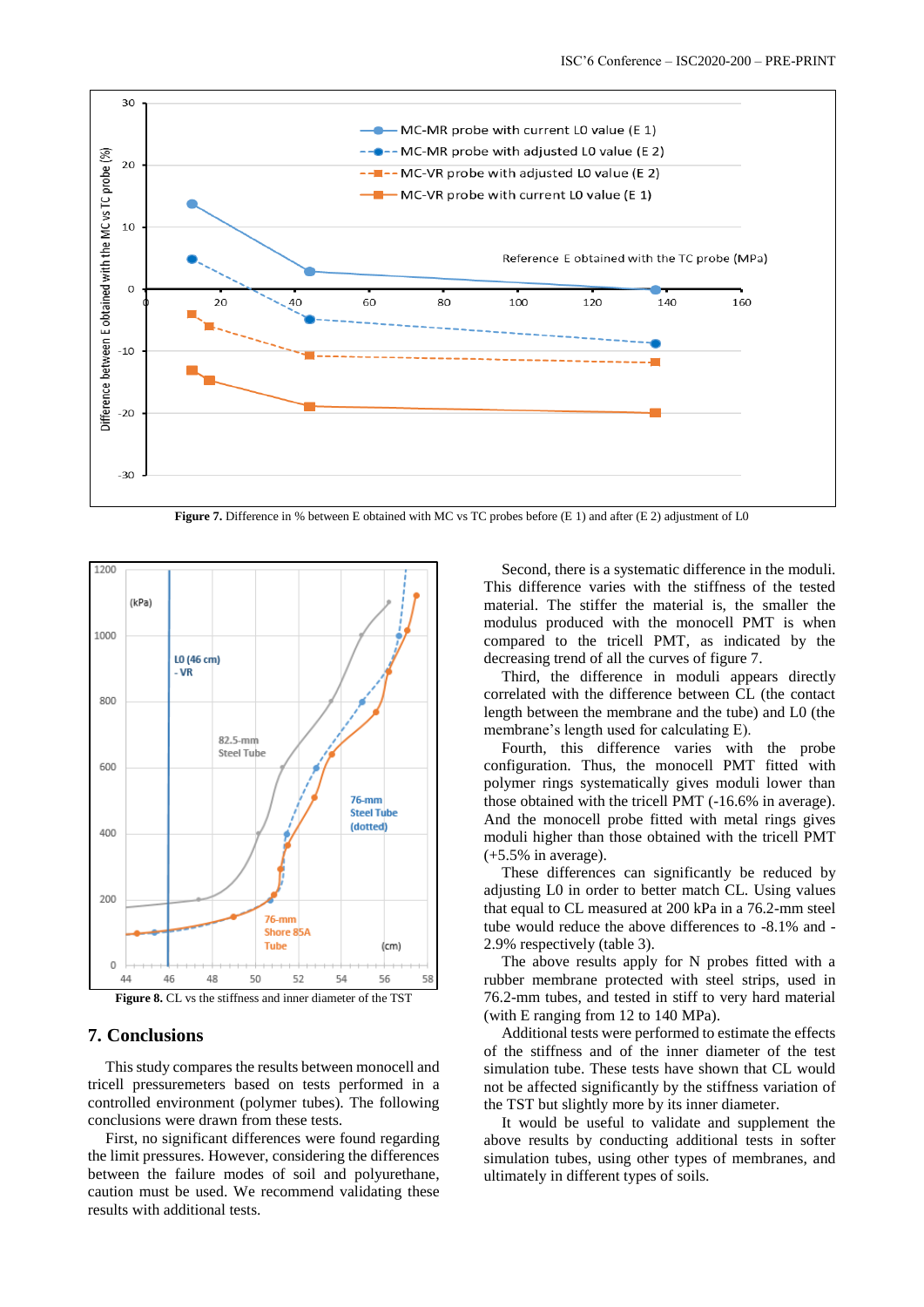Figure 7. Difference in % between E obtained with MC vs TC probes before (E 1) and after (E 2) adjustment of L0

Figure 8. CL vs the stiffness and inner diameter of the TST

## 7. Conclusions

This study compares the results between monocell and tricell pressuremeters based on tests performed in a controlled environment (polymer tubes). The following conclusions were drawn from these tests.

First, no significant differences were found regarding the limit pressures. However, considering the differences between the failure modes of soil and polyurethane, caution must be used. We recommend validating these results with additional tests.

Second, there is a systematic difference in the moduli. This difference varies with the stiffness of the tested material. The stiffer the material is, the smaller the modulus produced with the monocell PMT is when compared to the tricell PMT, as indicated by the decreasing trend of all the curves of figure 7.

Third, the difference in moduli appears directly correlated with the difference between CL (the contact length between the membrane and the tube) and L0 (the membrane's length used for calculating E).

Fourth, this difference varies with the probe configuration. Thus, the monocell PMT fitted with polymer rings systematically gives moduli lower than those obtained with the tricell PMT (-16.6% in average). And the monocell probe fitted with metal rings gives moduli higher than those obtained with the tricell PMT (+5.5% in average).

These differences can significantly be reduced by adjusting L0 in order to better match CL. Using values that equal to CL measured at 200 kPa in a 76.2-mm steel tube would reduce the above differences to -8.1% and -2.9% respectively (table 3).

The above results apply for N probes fitted with a rubber membrane protected with steel strips, used in 76.2-mm tubes, and tested in stiff to very hard material (with E ranging from 12 to 140 MPa).

Additional tests were performed to estimate the effects of the stiffness and of the inner diameter of the test simulation tube. These tests have shown that CL would not be affected significantly by the stiffness variation of the TST but slightly more by its inner diameter.

It would be useful to validate and supplement the above results by conducting additional tests in softer simulation tubes, using other types of membranes, and ultimately in different types of soils.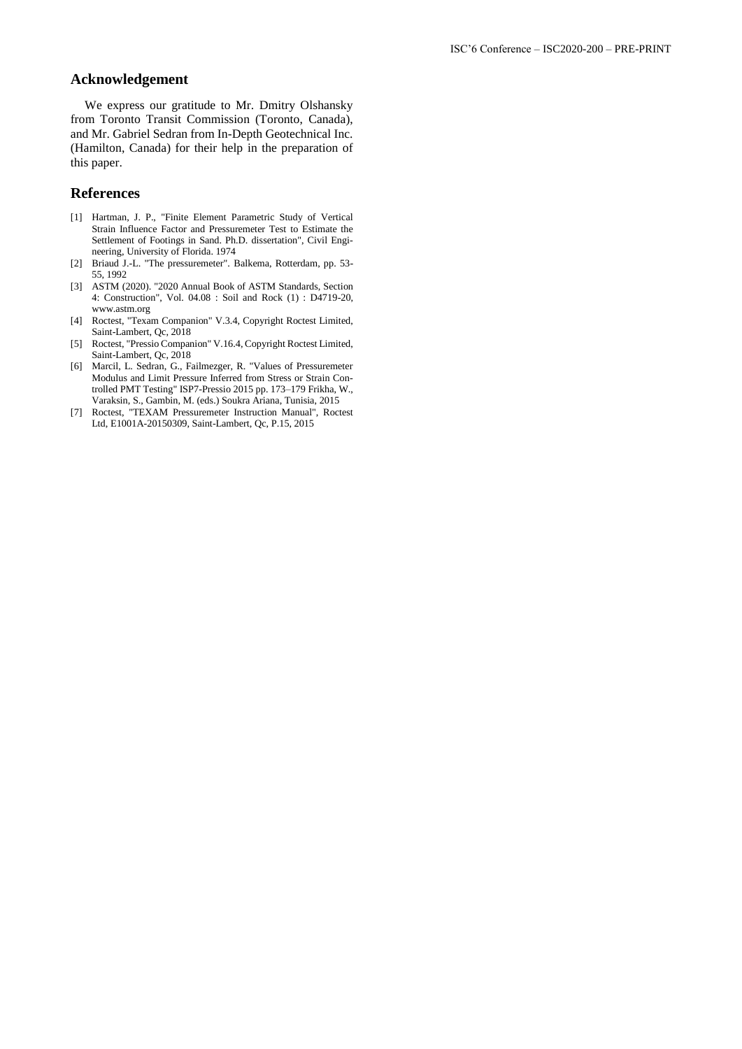## Acknowledgement

We express our gratitude to Mr. Dmitry Olshansky from Toronto Transit Commission (Toronto, Canada), and Mr. Gabriel Sedran from In-Depth Geotechnical Inc. (Hamilton, Canada) for their help in the preparation of this paper.

## References

[1] Hartman, J. P., "Finite Element Parametric Study of Vertical Strain Influence Factor and Pressuremeter Test to Estimate the Settlement of Footings in Sand. Ph.D. dissertation", Civil Engineering, University of Florida. 1974

[2] Briaud J.-L. "The pressuremeter". Balkema, Rotterdam, pp. 53-55, 1992

[3] ASTM (2020). "2020 Annual Book of ASTM Standards, Section 4: Construction", Vol. 04.08 : Soil and Rock (1) : D4719-20, www.astm.org

[4] Roctest, "Texam Companion" V.3.4, Copyright Roctest Limited, Saint-Lambert, Qc, 2018

[5] Roctest, "Pressio Companion" V.16.4, Copyright Roctest Limited, Saint-Lambert, Qc, 2018

[6] Marcil, L. Sedran, G., Failmezger, R. "Values of Pressuremeter Modulus and Limit Pressure Inferred from Stress or Strain Controlled PMT Testing" ISP7-Pressio 2015 pp. 173–179 Frikha, W., Varaksin, S., Gambin, M. (eds.) Soukra Ariana, Tunisia, 2015

[7] Roctest, "TEXAM Pressuremeter Instruction Manual", Roctest Ltd, E1001A-20150309, Saint-Lambert, Qc, P.15, 2015